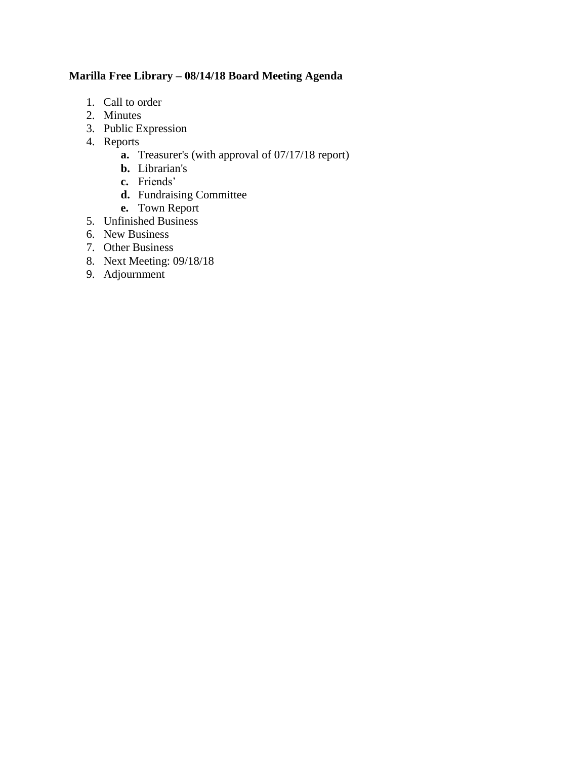**Marilla Free Library – 08/14/18 Board Meeting Agenda**

1. Call to order
2. Minutes
3. Public Expression
4. Reports
   - **a.** Treasurer's (with approval of 07/17/18 report)
   - **b.** Librarian's
   - **c.** Friends'
   - **d.** Fundraising Committee
   - **e.** Town Report
5. Unfinished Business
6. New Business
7. Other Business
8. Next Meeting: 09/18/18
9. Adjournment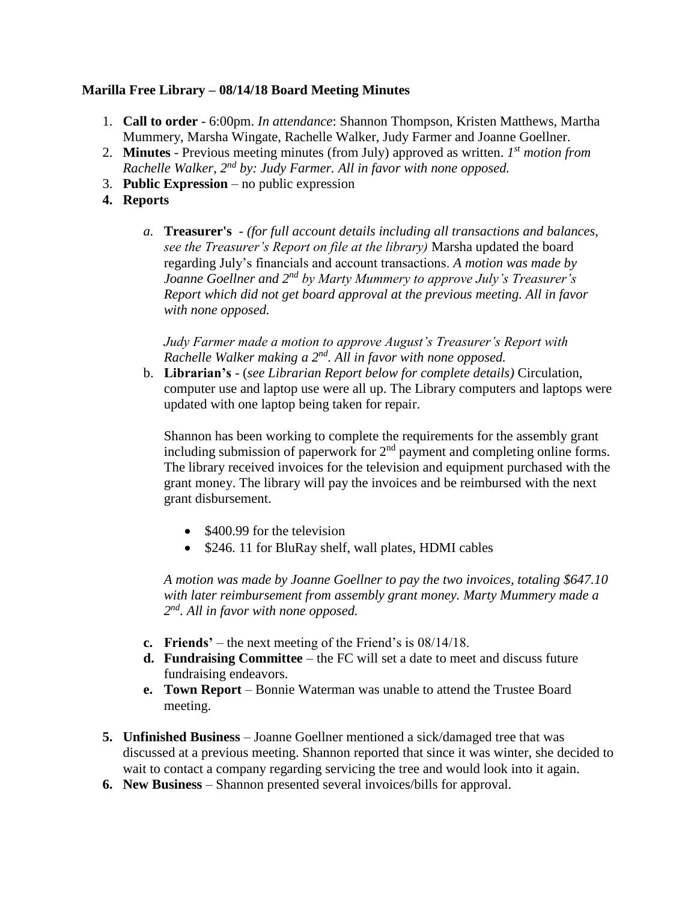**Marilla Free Library – 08/14/18 Board Meeting Minutes**

1. **Call to order** - 6:00pm. *In attendance*: Shannon Thompson, Kristen Matthews, Martha Mummery, Marsha Wingate, Rachelle Walker, Judy Farmer and Joanne Goellner.
2. **Minutes** - Previous meeting minutes (from July) approved as written. *1st motion from Rachelle Walker, 2nd by: Judy Farmer. All in favor with none opposed.*
3. **Public Expression** – no public expression
4. **Reports**

   a. **Treasurer's** - *(for full account details including all transactions and balances, see the Treasurer's Report on file at the library)* Marsha updated the board regarding July's financials and account transactions. *A motion was made by Joanne Goellner and 2nd by Marty Mummery to approve July's Treasurer's Report which did not get board approval at the previous meeting. All in favor with none opposed.*

      *Judy Farmer made a motion to approve August's Treasurer's Report with Rachelle Walker making a 2nd. All in favor with none opposed.*

   b. **Librarian's** - (*see Librarian Report below for complete details)* Circulation, computer use and laptop use were all up. The Library computers and laptops were updated with one laptop being taken for repair.

      Shannon has been working to complete the requirements for the assembly grant including submission of paperwork for 2nd payment and completing online forms. The library received invoices for the television and equipment purchased with the grant money. The library will pay the invoices and be reimbursed with the next grant disbursement.

      - $400.99 for the television
      - $246. 11 for BluRay shelf, wall plates, HDMI cables

      *A motion was made by Joanne Goellner to pay the two invoices, totaling $647.10 with later reimbursement from assembly grant money. Marty Mummery made a 2nd. All in favor with none opposed.*

   c. **Friends'** – the next meeting of the Friend's is 08/14/18.

   d. **Fundraising Committee** – the FC will set a date to meet and discuss future fundraising endeavors.

   e. **Town Report** – Bonnie Waterman was unable to attend the Trustee Board meeting.

5. **Unfinished Business** – Joanne Goellner mentioned a sick/damaged tree that was discussed at a previous meeting. Shannon reported that since it was winter, she decided to wait to contact a company regarding servicing the tree and would look into it again.
6. **New Business** – Shannon presented several invoices/bills for approval.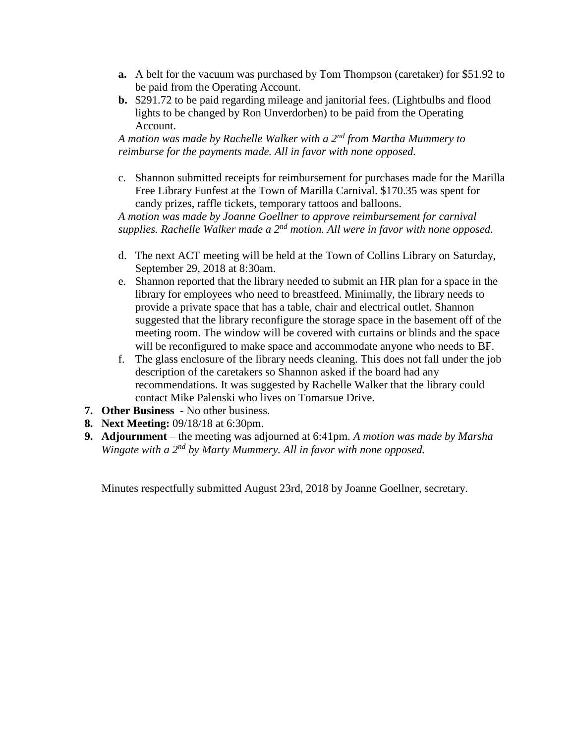- **a.** A belt for the vacuum was purchased by Tom Thompson (caretaker) for $51.92 to be paid from the Operating Account.
- **b.** $291.72 to be paid regarding mileage and janitorial fees. (Lightbulbs and flood lights to be changed by Ron Unverdorben) to be paid from the Operating Account.

*A motion was made by Rachelle Walker with a 2nd from Martha Mummery to reimburse for the payments made. All in favor with none opposed.*

- c. Shannon submitted receipts for reimbursement for purchases made for the Marilla Free Library Funfest at the Town of Marilla Carnival. $170.35 was spent for candy prizes, raffle tickets, temporary tattoos and balloons.

*A motion was made by Joanne Goellner to approve reimbursement for carnival supplies. Rachelle Walker made a 2nd motion. All were in favor with none opposed.*

- d. The next ACT meeting will be held at the Town of Collins Library on Saturday, September 29, 2018 at 8:30am.
- e. Shannon reported that the library needed to submit an HR plan for a space in the library for employees who need to breastfeed. Minimally, the library needs to provide a private space that has a table, chair and electrical outlet. Shannon suggested that the library reconfigure the storage space in the basement off of the meeting room. The window will be covered with curtains or blinds and the space will be reconfigured to make space and accommodate anyone who needs to BF.
- f. The glass enclosure of the library needs cleaning. This does not fall under the job description of the caretakers so Shannon asked if the board had any recommendations. It was suggested by Rachelle Walker that the library could contact Mike Palenski who lives on Tomarsue Drive.

7. **Other Business** - No other business.
8. **Next Meeting:** 09/18/18 at 6:30pm.
9. **Adjournment** – the meeting was adjourned at 6:41pm. *A motion was made by Marsha Wingate with a 2nd by Marty Mummery. All in favor with none opposed.*

Minutes respectfully submitted August 23rd, 2018 by Joanne Goellner, secretary.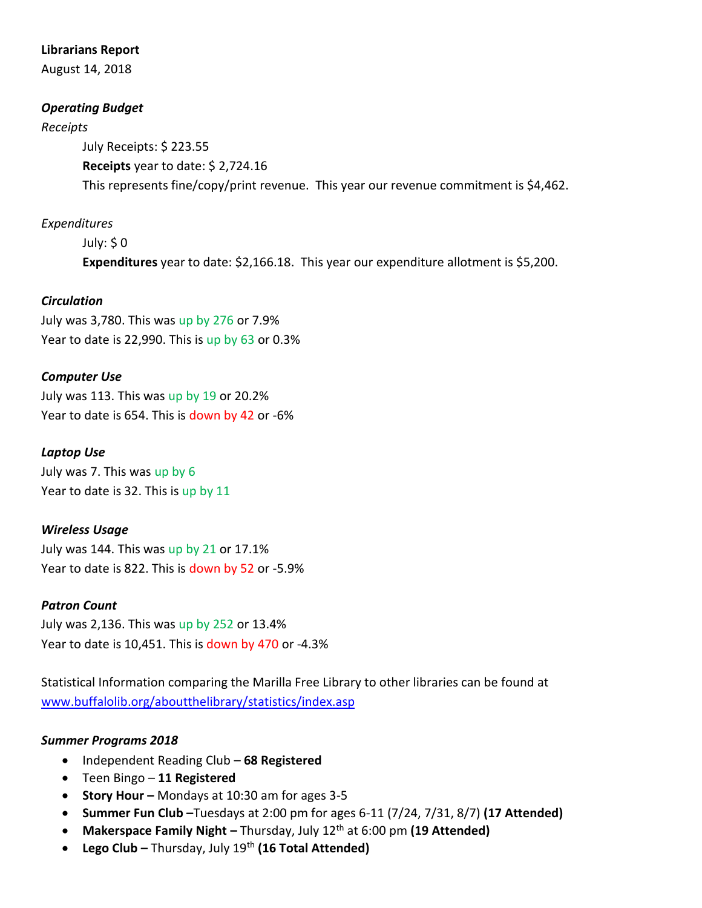**Librarians Report**

August 14, 2018

***Operating Budget***

*Receipts*

July Receipts: $ 223.55

**Receipts** year to date: $ 2,724.16

This represents fine/copy/print revenue. This year our revenue commitment is $4,462.

*Expenditures*

July: $ 0

**Expenditures** year to date: $2,166.18. This year our expenditure allotment is $5,200.

***Circulation***

July was 3,780. This was up by 276 or 7.9%

Year to date is 22,990. This is up by 63 or 0.3%

***Computer Use***

July was 113. This was up by 19 or 20.2%

Year to date is 654. This is down by 42 or -6%

***Laptop Use***

July was 7. This was up by 6

Year to date is 32. This is up by 11

***Wireless Usage***

July was 144. This was up by 21 or 17.1%

Year to date is 822. This is down by 52 or -5.9%

***Patron Count***

July was 2,136. This was up by 252 or 13.4%

Year to date is 10,451. This is down by 470 or -4.3%

Statistical Information comparing the Marilla Free Library to other libraries can be found at [www.buffalolib.org/aboutthelibrary/statistics/index.asp](www.buffalolib.org/aboutthelibrary/statistics/index.asp)

***Summer Programs 2018***

- Independent Reading Club – **68 Registered**
- Teen Bingo – **11 Registered**
- **Story Hour –** Mondays at 10:30 am for ages 3-5
- **Summer Fun Club –**Tuesdays at 2:00 pm for ages 6-11 (7/24, 7/31, 8/7) **(17 Attended)**
- **Makerspace Family Night –** Thursday, July 12th at 6:00 pm **(19 Attended)**
- **Lego Club –** Thursday, July 19th **(16 Total Attended)**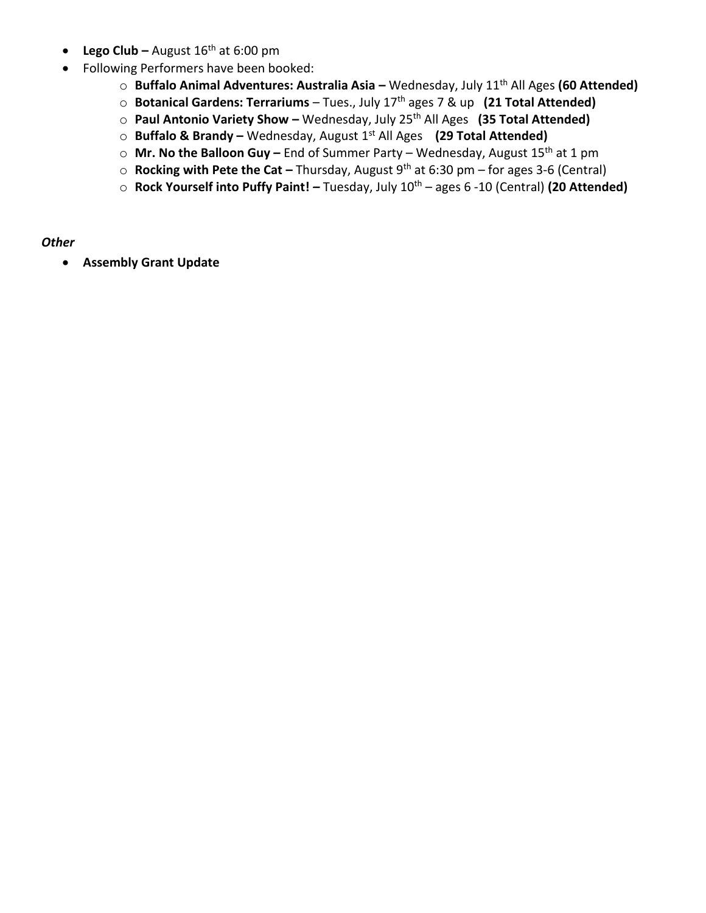- **Lego Club –** August 16th at 6:00 pm
- Following Performers have been booked:
  - **Buffalo Animal Adventures: Australia Asia –** Wednesday, July 11th All Ages **(60 Attended)**
  - **Botanical Gardens: Terrariums** – Tues., July 17th ages 7 & up **(21 Total Attended)**
  - **Paul Antonio Variety Show –** Wednesday, July 25th All Ages **(35 Total Attended)**
  - **Buffalo & Brandy –** Wednesday, August 1st All Ages **(29 Total Attended)**
  - **Mr. No the Balloon Guy –** End of Summer Party – Wednesday, August 15th at 1 pm
  - **Rocking with Pete the Cat –** Thursday, August 9th at 6:30 pm – for ages 3-6 (Central)
  - **Rock Yourself into Puffy Paint! –** Tuesday, July 10th – ages 6 -10 (Central) **(20 Attended)**

***Other***

- **Assembly Grant Update**